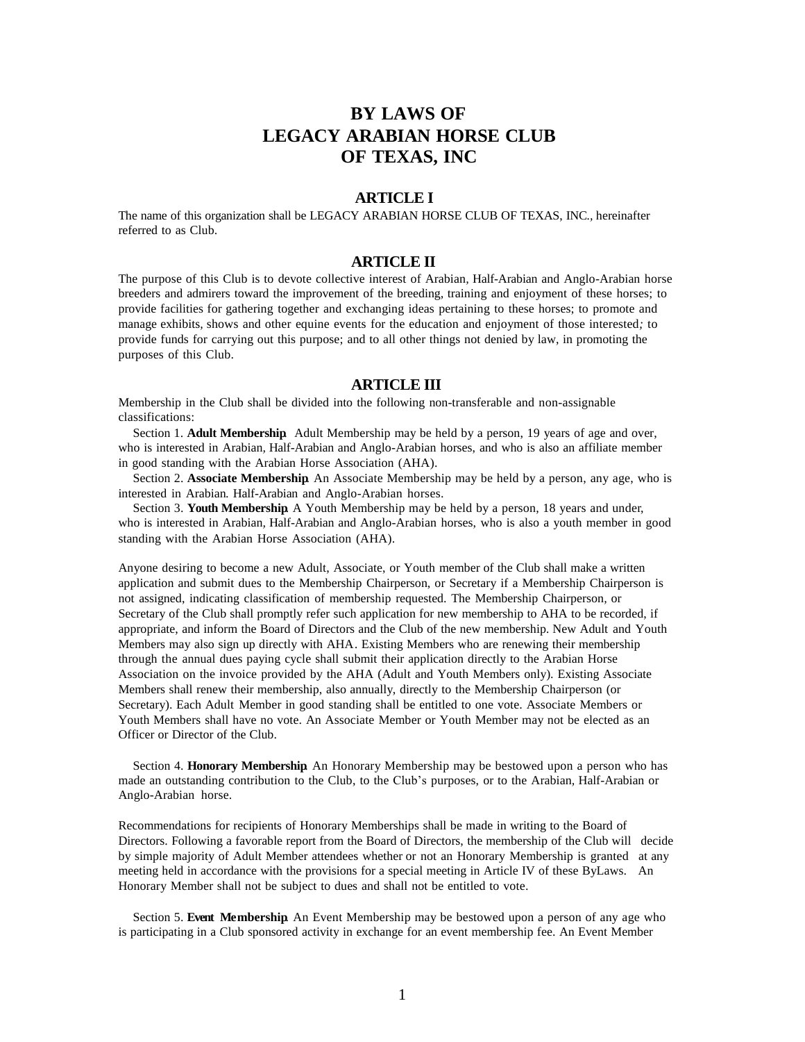# BY LAWS OF LEGACY ARABIAN HORSE CLUB OF TEXAS, INC

## ARTICLE I

The name of this organization shall be LEGACY ARABIAN HORSE CLUB OF TEXAS, INC., hereinafter referred to as Club.

## ARTICLE II

The purpose of this Club is to devote collective interest of Arabian, Half-Arabian and Anglo-Arabian horse breeders and admirers toward the improvement of the breeding, training and enjoyment of these horses; to provide facilities for gathering together and exchanging ideas pertaining to these horses; to promote and manage exhibits, shows and other equine events for the education and enjoyment of those interested; to provide funds for carrying out this purpose; and to all other things not denied by law, in promoting the purposes of this Club.

## ARTICLE III

Membership in the Club shall be divided into the following non-transferable and non-assignable classifications:

Section 1. **Adult Membership**. Adult Membership may be held by a person, 19 years of age and over, who is interested in Arabian, Half-Arabian and Anglo-Arabian horses, and who is also an affiliate member in good standing with the Arabian Horse Association (AHA).

Section 2. **Associate Membership**. An Associate Membership may be held by a person, any age, who is interested in Arabian. Half-Arabian and Anglo-Arabian horses.

Section 3. **Youth Membership**. A Youth Membership may be held by a person, 18 years and under, who is interested in Arabian, Half-Arabian and Anglo-Arabian horses, who is also a youth member in good standing with the Arabian Horse Association (AHA).

Anyone desiring to become a new Adult, Associate, or Youth member of the Club shall make a written application and submit dues to the Membership Chairperson, or Secretary if a Membership Chairperson is not assigned, indicating classification of membership requested. The Membership Chairperson, or Secretary of the Club shall promptly refer such application for new membership to AHA to be recorded, if appropriate, and inform the Board of Directors and the Club of the new membership. New Adult and Youth Members may also sign up directly with AHA. Existing Members who are renewing their membership through the annual dues paying cycle shall submit their application directly to the Arabian Horse Association on the invoice provided by the AHA (Adult and Youth Members only). Existing Associate Members shall renew their membership, also annually, directly to the Membership Chairperson (or Secretary). Each Adult Member in good standing shall be entitled to one vote. Associate Members or Youth Members shall have no vote. An Associate Member or Youth Member may not be elected as an Officer or Director of the Club.

Section 4. **Honorary Membership**. An Honorary Membership may be bestowed upon a person who has made an outstanding contribution to the Club, to the Club's purposes, or to the Arabian, Half-Arabian or Anglo-Arabian horse.

Recommendations for recipients of Honorary Memberships shall be made in writing to the Board of Directors. Following a favorable report from the Board of Directors, the membership of the Club will decide by simple majority of Adult Member attendees whether or not an Honorary Membership is granted at any meeting held in accordance with the provisions for a special meeting in Article IV of these ByLaws. An Honorary Member shall not be subject to dues and shall not be entitled to vote.

Section 5. **Event Membership**. An Event Membership may be bestowed upon a person of any age who is participating in a Club sponsored activity in exchange for an event membership fee. An Event Member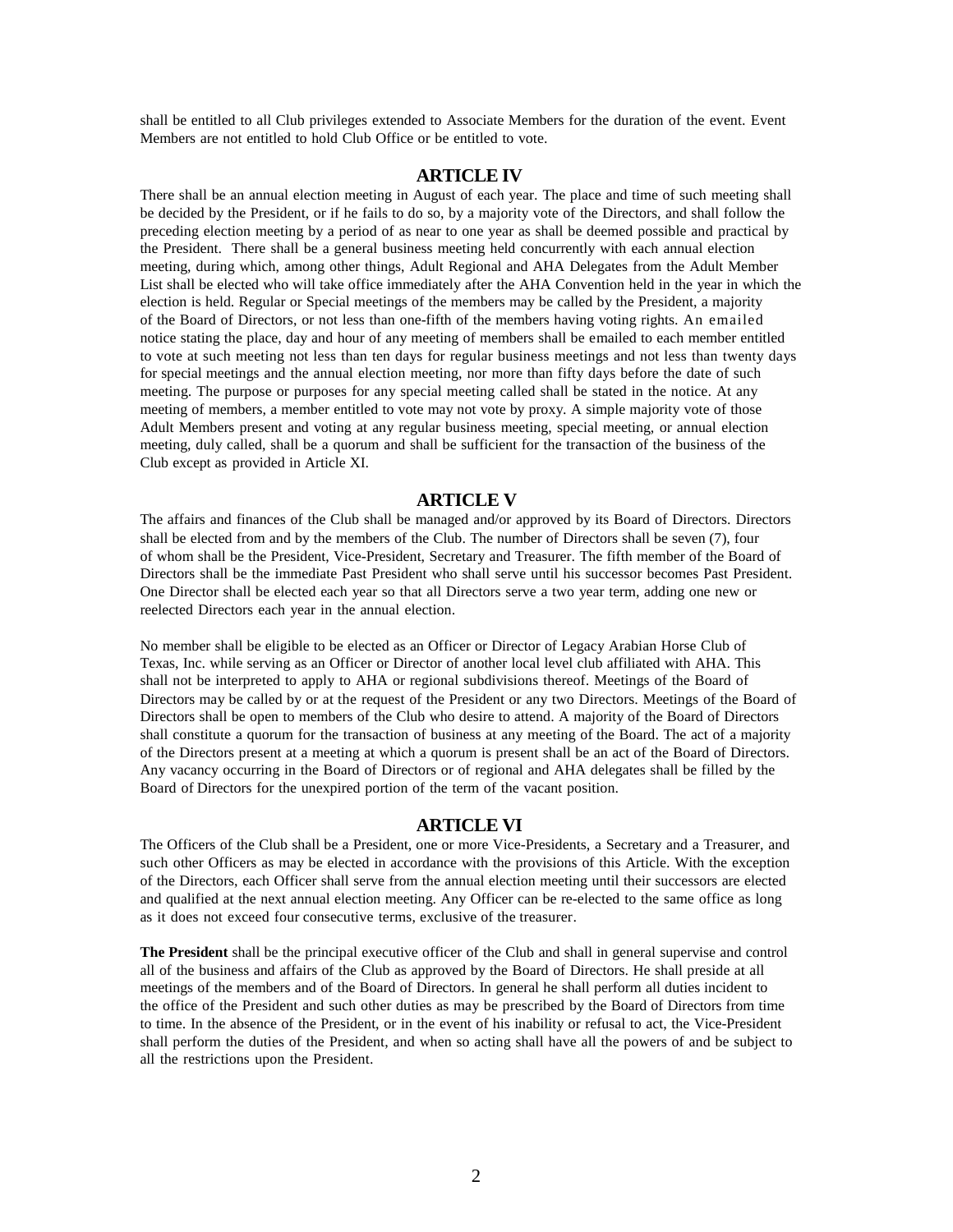shall be entitled to all Club privileges extended to Associate Members for the duration of the event. Event Members are not entitled to hold Club Office or be entitled to vote.

## ARTICLE IV

There shall be an annual election meeting in August of each year. The place and time of such meeting shall be decided by the President, or if he fails to do so, by a majority vote of the Directors, and shall follow the preceding election meeting by a period of as near to one year as shall be deemed possible and practical by the President. There shall be a general business meeting held concurrently with each annual election meeting, during which, among other things, Adult Regional and AHA Delegates from the Adult Member List shall be elected who will take office immediately after the AHA Convention held in the year in which the election is held. Regular or Special meetings of the members may be called by the President, a majority of the Board of Directors, or not less than one-fifth of the members having voting rights. An emailed notice stating the place, day and hour of any meeting of members shall be emailed to each member entitled to vote at such meeting not less than ten days for regular business meetings and not less than twenty days for special meetings and the annual election meeting, nor more than fifty days before the date of such meeting. The purpose or purposes for any special meeting called shall be stated in the notice. At any meeting of members, a member entitled to vote may not vote by proxy. A simple majority vote of those Adult Members present and voting at any regular business meeting, special meeting, or annual election meeting, duly called, shall be a quorum and shall be sufficient for the transaction of the business of the Club except as provided in Article XI.

## ARTICLE V

The affairs and finances of the Club shall be managed and/or approved by its Board of Directors. Directors shall be elected from and by the members of the Club. The number of Directors shall be seven (7), four of whom shall be the President, Vice-President, Secretary and Treasurer. The fifth member of the Board of Directors shall be the immediate Past President who shall serve until his successor becomes Past President. One Director shall be elected each year so that all Directors serve a two year term, adding one new or reelected Directors each year in the annual election.

No member shall be eligible to be elected as an Officer or Director of Legacy Arabian Horse Club of Texas, Inc. while serving as an Officer or Director of another local level club affiliated with AHA. This shall not be interpreted to apply to AHA or regional subdivisions thereof. Meetings of the Board of Directors may be called by or at the request of the President or any two Directors. Meetings of the Board of Directors shall be open to members of the Club who desire to attend. A majority of the Board of Directors shall constitute a quorum for the transaction of business at any meeting of the Board. The act of a majority of the Directors present at a meeting at which a quorum is present shall be an act of the Board of Directors. Any vacancy occurring in the Board of Directors or of regional and AHA delegates shall be filled by the Board of Directors for the unexpired portion of the term of the vacant position.

## ARTICLE VI

The Officers of the Club shall be a President, one or more Vice-Presidents, a Secretary and a Treasurer, and such other Officers as may be elected in accordance with the provisions of this Article. With the exception of the Directors, each Officer shall serve from the annual election meeting until their successors are elected and qualified at the next annual election meeting. Any Officer can be re-elected to the same office as long as it does not exceed four consecutive terms, exclusive of the treasurer.

**The President** shall be the principal executive officer of the Club and shall in general supervise and control all of the business and affairs of the Club as approved by the Board of Directors. He shall preside at all meetings of the members and of the Board of Directors. In general he shall perform all duties incident to the office of the President and such other duties as may be prescribed by the Board of Directors from time to time. In the absence of the President, or in the event of his inability or refusal to act, the Vice-President shall perform the duties of the President, and when so acting shall have all the powers of and be subject to all the restrictions upon the President.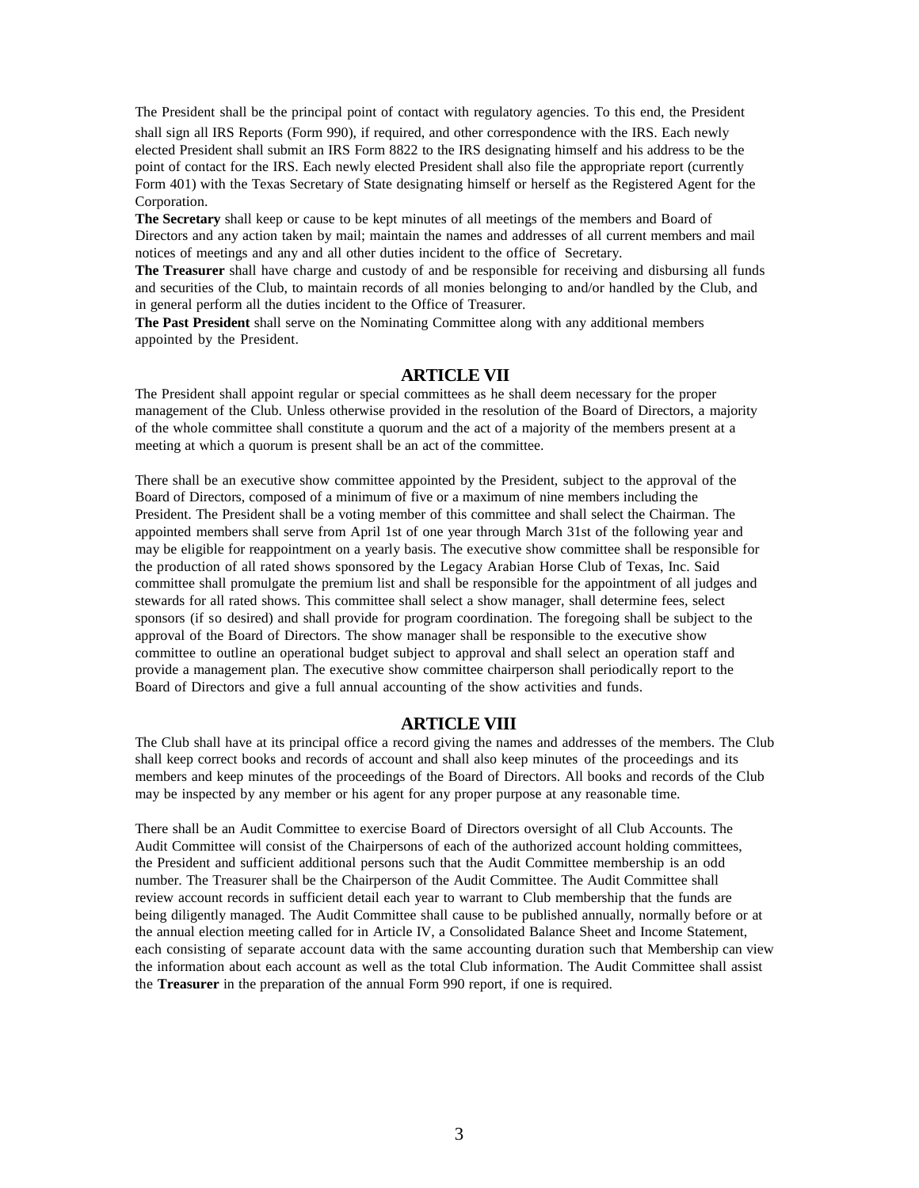The President shall be the principal point of contact with regulatory agencies. To this end, the President shall sign all IRS Reports (Form 990), if required, and other correspondence with the IRS. Each newly elected President shall submit an IRS Form 8822 to the IRS designating himself and his address to be the point of contact for the IRS. Each newly elected President shall also file the appropriate report (currently Form 401) with the Texas Secretary of State designating himself or herself as the Registered Agent for the Corporation.

**The Secretary** shall keep or cause to be kept minutes of all meetings of the members and Board of Directors and any action taken by mail; maintain the names and addresses of all current members and mail notices of meetings and any and all other duties incident to the office of Secretary.

**The Treasurer** shall have charge and custody of and be responsible for receiving and disbursing all funds and securities of the Club, to maintain records of all monies belonging to and/or handled by the Club, and in general perform all the duties incident to the Office of Treasurer.

**The Past President** shall serve on the Nominating Committee along with any additional members appointed by the President.

## ARTICLE VII

The President shall appoint regular or special committees as he shall deem necessary for the proper management of the Club. Unless otherwise provided in the resolution of the Board of Directors, a majority of the whole committee shall constitute a quorum and the act of a majority of the members present at a meeting at which a quorum is present shall be an act of the committee.

There shall be an executive show committee appointed by the President, subject to the approval of the Board of Directors, composed of a minimum of five or a maximum of nine members including the President. The President shall be a voting member of this committee and shall select the Chairman. The appointed members shall serve from April 1st of one year through March 31st of the following year and may be eligible for reappointment on a yearly basis. The executive show committee shall be responsible for the production of all rated shows sponsored by the Legacy Arabian Horse Club of Texas, Inc. Said committee shall promulgate the premium list and shall be responsible for the appointment of all judges and stewards for all rated shows. This committee shall select a show manager, shall determine fees, select sponsors (if so desired) and shall provide for program coordination. The foregoing shall be subject to the approval of the Board of Directors. The show manager shall be responsible to the executive show committee to outline an operational budget subject to approval and shall select an operation staff and provide a management plan. The executive show committee chairperson shall periodically report to the Board of Directors and give a full annual accounting of the show activities and funds.

## ARTICLE VIII

The Club shall have at its principal office a record giving the names and addresses of the members. The Club shall keep correct books and records of account and shall also keep minutes of the proceedings and its members and keep minutes of the proceedings of the Board of Directors. All books and records of the Club may be inspected by any member or his agent for any proper purpose at any reasonable time.

There shall be an Audit Committee to exercise Board of Directors oversight of all Club Accounts. The Audit Committee will consist of the Chairpersons of each of the authorized account holding committees, the President and sufficient additional persons such that the Audit Committee membership is an odd number. The Treasurer shall be the Chairperson of the Audit Committee. The Audit Committee shall review account records in sufficient detail each year to warrant to Club membership that the funds are being diligently managed. The Audit Committee shall cause to be published annually, normally before or at the annual election meeting called for in Article IV, a Consolidated Balance Sheet and Income Statement, each consisting of separate account data with the same accounting duration such that Membership can view the information about each account as well as the total Club information. The Audit Committee shall assist the **Treasurer** in the preparation of the annual Form 990 report, if one is required.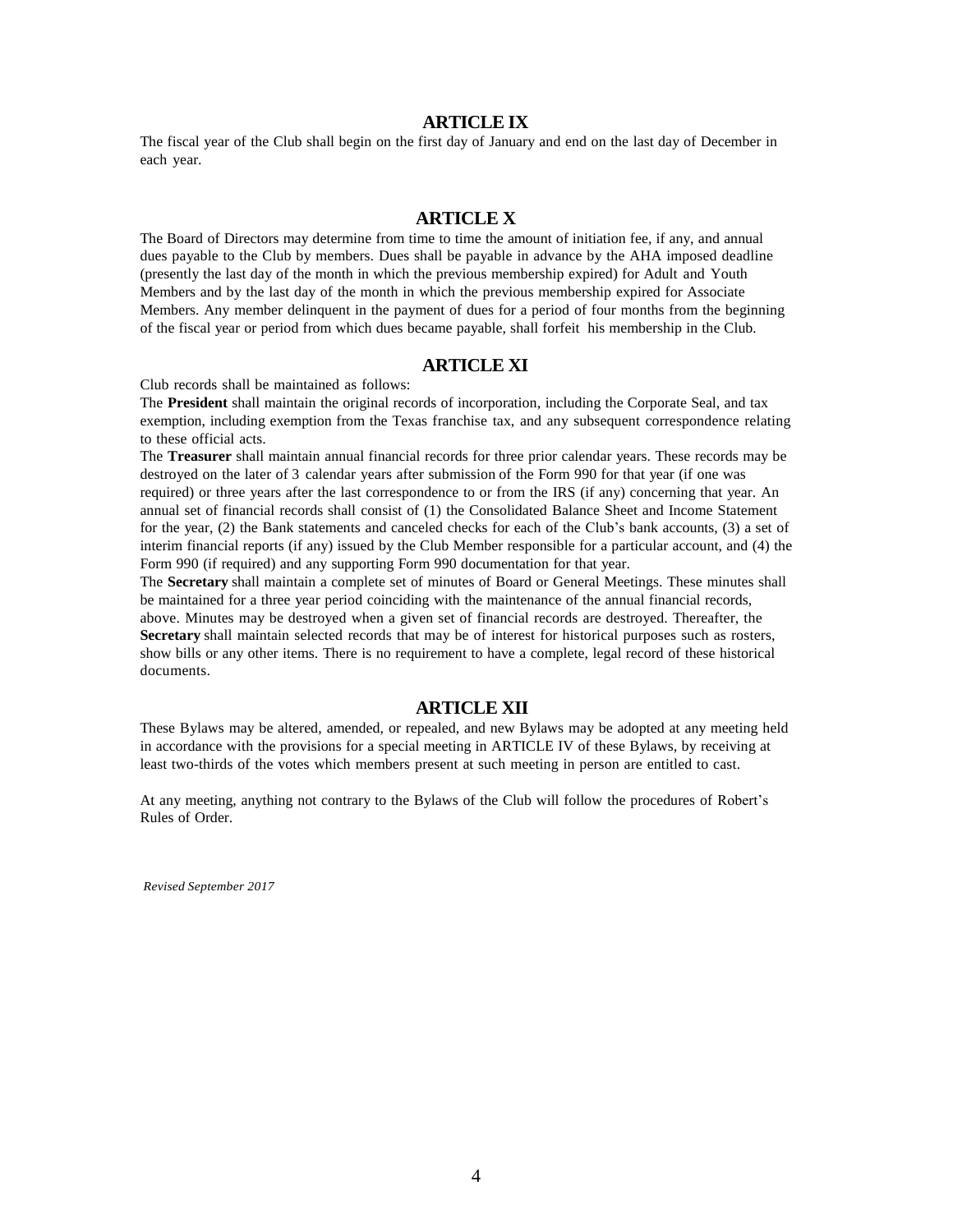## ARTICLE IX

The fiscal year of the Club shall begin on the first day of January and end on the last day of December in each year.

## ARTICLE X

The Board of Directors may determine from time to time the amount of initiation fee, if any, and annual dues payable to the Club by members. Dues shall be payable in advance by the AHA imposed deadline (presently the last day of the month in which the previous membership expired) for Adult and Youth Members and by the last day of the month in which the previous membership expired for Associate Members. Any member delinquent in the payment of dues for a period of four months from the beginning of the fiscal year or period from which dues became payable, shall forfeit his membership in the Club.

## ARTICLE XI

Club records shall be maintained as follows:

The **President** shall maintain the original records of incorporation, including the Corporate Seal, and tax exemption, including exemption from the Texas franchise tax, and any subsequent correspondence relating to these official acts.

The **Treasurer** shall maintain annual financial records for three prior calendar years. These records may be destroyed on the later of 3 calendar years after submission of the Form 990 for that year (if one was required) or three years after the last correspondence to or from the IRS (if any) concerning that year. An annual set of financial records shall consist of (1) the Consolidated Balance Sheet and Income Statement for the year, (2) the Bank statements and canceled checks for each of the Club's bank accounts, (3) a set of interim financial reports (if any) issued by the Club Member responsible for a particular account, and (4) the Form 990 (if required) and any supporting Form 990 documentation for that year.

The **Secretary** shall maintain a complete set of minutes of Board or General Meetings. These minutes shall be maintained for a three year period coinciding with the maintenance of the annual financial records, above. Minutes may be destroyed when a given set of financial records are destroyed. Thereafter, the **Secretary** shall maintain selected records that may be of interest for historical purposes such as rosters, show bills or any other items. There is no requirement to have a complete, legal record of these historical documents.

## ARTICLE XII

These Bylaws may be altered, amended, or repealed, and new Bylaws may be adopted at any meeting held in accordance with the provisions for a special meeting in ARTICLE IV of these Bylaws, by receiving at least two-thirds of the votes which members present at such meeting in person are entitled to cast.

At any meeting, anything not contrary to the Bylaws of the Club will follow the procedures of Robert's Rules of Order.

*Revised September 2017*